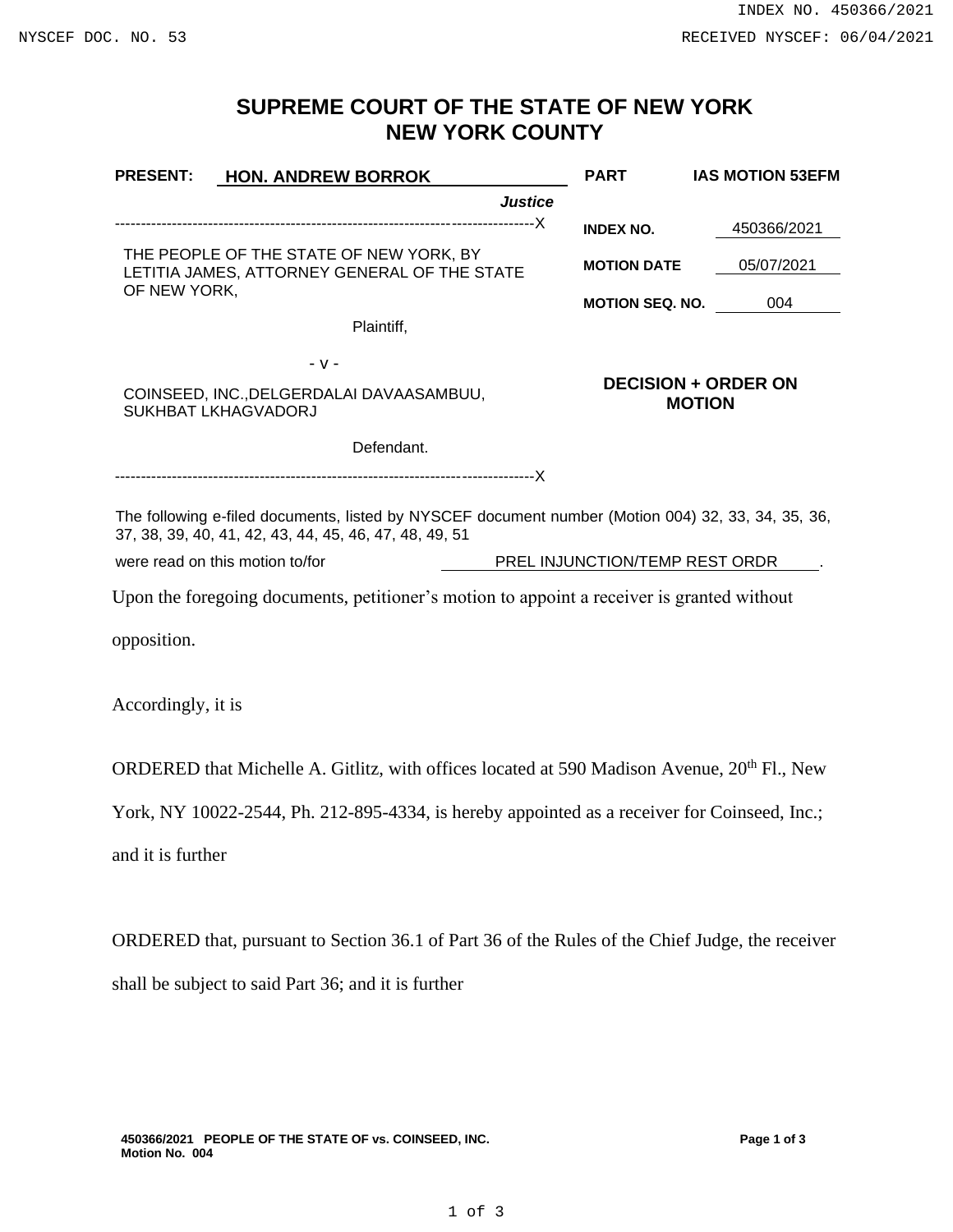# SUPREME COURT OF THE STATE OF NEW YORK
# NEW YORK COUNTY

| | |
|---|---|
| **PRESENT:** **HON. ANDREW BORROK** *Justice* | **PART** **IAS MOTION 53EFM** |
| THE PEOPLE OF THE STATE OF NEW YORK, BY LETITIA JAMES, ATTORNEY GENERAL OF THE STATE OF NEW YORK, Plaintiff, - v - COINSEED, INC.,DELGERDALAI DAVAASAMBUU, SUKHBAT LKHAGVADORJ Defendant. | **INDEX NO.** 450366/2021 **MOTION DATE** 05/07/2021 **MOTION SEQ. NO.** 004 **DECISION + ORDER ON MOTION** |

The following e-filed documents, listed by NYSCEF document number (Motion 004) 32, 33, 34, 35, 36, 37, 38, 39, 40, 41, 42, 43, 44, 45, 46, 47, 48, 49, 51

were read on this motion to/for PREL INJUNCTION/TEMP REST ORDR.

Upon the foregoing documents, petitioner's motion to appoint a receiver is granted without opposition.

Accordingly, it is

ORDERED that Michelle A. Gitlitz, with offices located at 590 Madison Avenue, 20th Fl., New York, NY 10022-2544, Ph. 212-895-4334, is hereby appointed as a receiver for Coinseed, Inc.; and it is further

ORDERED that, pursuant to Section 36.1 of Part 36 of the Rules of the Chief Judge, the receiver shall be subject to said Part 36; and it is further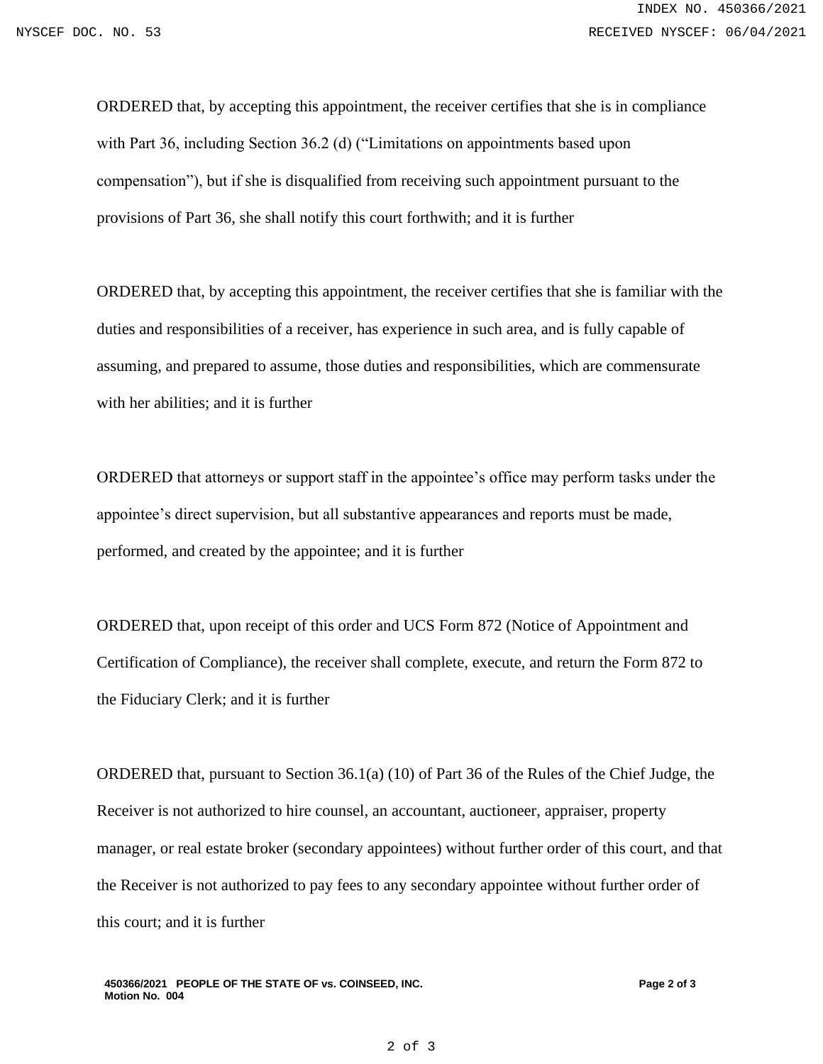ORDERED that, by accepting this appointment, the receiver certifies that she is in compliance with Part 36, including Section 36.2 (d) ("Limitations on appointments based upon compensation"), but if she is disqualified from receiving such appointment pursuant to the provisions of Part 36, she shall notify this court forthwith; and it is further

ORDERED that, by accepting this appointment, the receiver certifies that she is familiar with the duties and responsibilities of a receiver, has experience in such area, and is fully capable of assuming, and prepared to assume, those duties and responsibilities, which are commensurate with her abilities; and it is further

ORDERED that attorneys or support staff in the appointee's office may perform tasks under the appointee's direct supervision, but all substantive appearances and reports must be made, performed, and created by the appointee; and it is further

ORDERED that, upon receipt of this order and UCS Form 872 (Notice of Appointment and Certification of Compliance), the receiver shall complete, execute, and return the Form 872 to the Fiduciary Clerk; and it is further

ORDERED that, pursuant to Section 36.1(a) (10) of Part 36 of the Rules of the Chief Judge, the Receiver is not authorized to hire counsel, an accountant, auctioneer, appraiser, property manager, or real estate broker (secondary appointees) without further order of this court, and that the Receiver is not authorized to pay fees to any secondary appointee without further order of this court; and it is further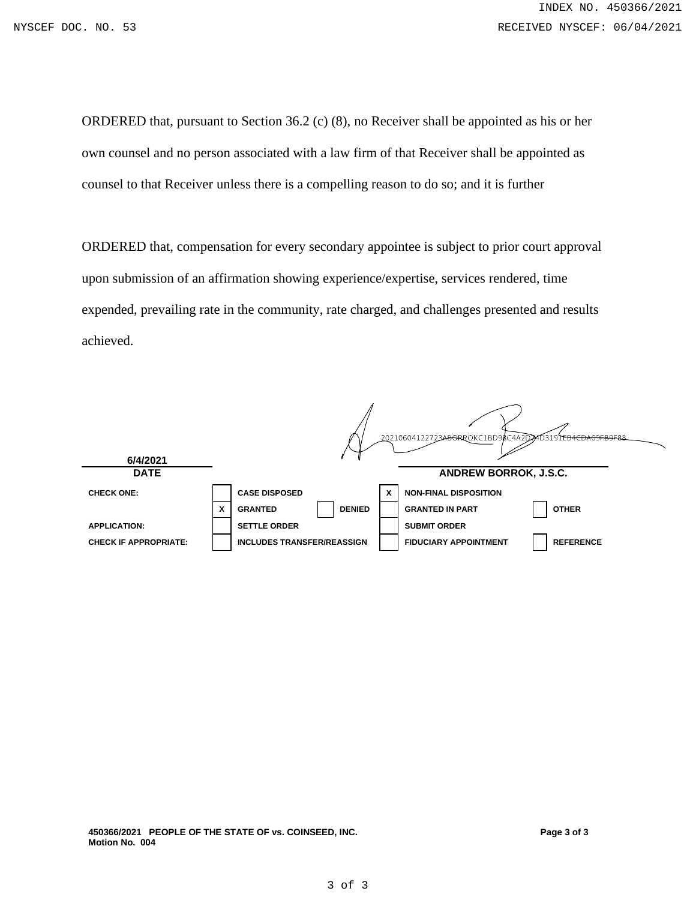ORDERED that, pursuant to Section 36.2 (c) (8), no Receiver shall be appointed as his or her own counsel and no person associated with a law firm of that Receiver shall be appointed as counsel to that Receiver unless there is a compelling reason to do so; and it is further

ORDERED that, compensation for every secondary appointee is subject to prior court approval upon submission of an affirmation showing experience/expertise, services rendered, time expended, prevailing rate in the community, rate charged, and challenges presented and results achieved.

20210604122723ABORROKC1BD98C4A2DA4D3191EB4CDA69FB9F88

**6/4/2021**
**DATE**

**ANDREW BORROK, J.S.C.**

| | | | | | | | |
|---|---|---|---|---|---|---|---|
| **CHECK ONE:** | | **CASE DISPOSED** | | | X | **NON-FINAL DISPOSITION** | |
| | X | **GRANTED** | | **DENIED** | | **GRANTED IN PART** | **OTHER** |
| **APPLICATION:** | | **SETTLE ORDER** | | | | **SUBMIT ORDER** | |
| **CHECK IF APPROPRIATE:** | | **INCLUDES TRANSFER/REASSIGN** | | | | **FIDUCIARY APPOINTMENT** | **REFERENCE** |

**450366/2021 PEOPLE OF THE STATE OF vs. COINSEED, INC.**
**Motion No. 004**